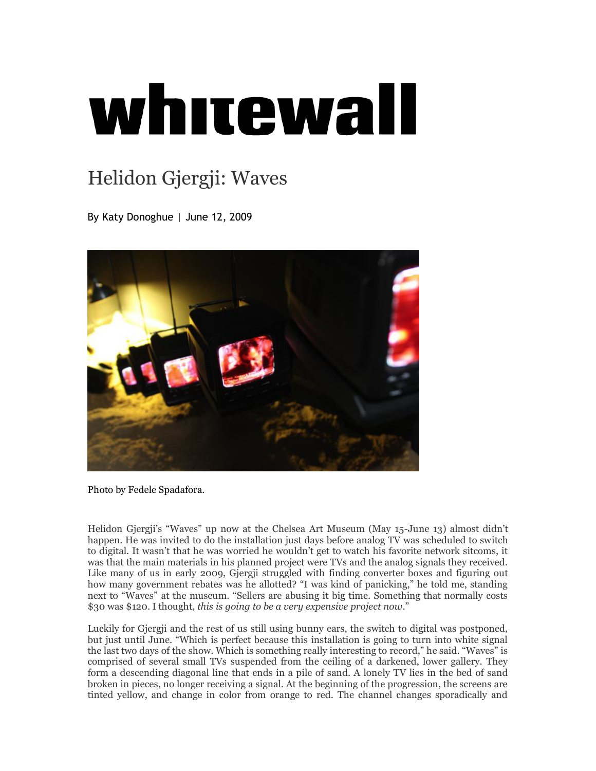# whitewall

## Helidon Gjergji: Waves

By Katy Donoghue | June 12, 2009

Photo by Fedele Spadafora.

Helidon Gjergji's "Waves" up now at the Chelsea Art Museum (May 15-June 13) almost didn't happen. He was invited to do the installation just days before analog TV was scheduled to switch to digital. It wasn't that he was worried he wouldn't get to watch his favorite network sitcoms, it was that the main materials in his planned project were TVs and the analog signals they received. Like many of us in early 2009, Gjergji struggled with finding converter boxes and figuring out how many government rebates was he allotted? "I was kind of panicking," he told me, standing next to "Waves" at the museum. "Sellers are abusing it big time. Something that normally costs $30 was $120. I thought, *this is going to be a very expensive project now*."

Luckily for Gjergji and the rest of us still using bunny ears, the switch to digital was postponed, but just until June. "Which is perfect because this installation is going to turn into white signal the last two days of the show. Which is something really interesting to record," he said. "Waves" is comprised of several small TVs suspended from the ceiling of a darkened, lower gallery. They form a descending diagonal line that ends in a pile of sand. A lonely TV lies in the bed of sand broken in pieces, no longer receiving a signal. At the beginning of the progression, the screens are tinted yellow, and change in color from orange to red. The channel changes sporadically and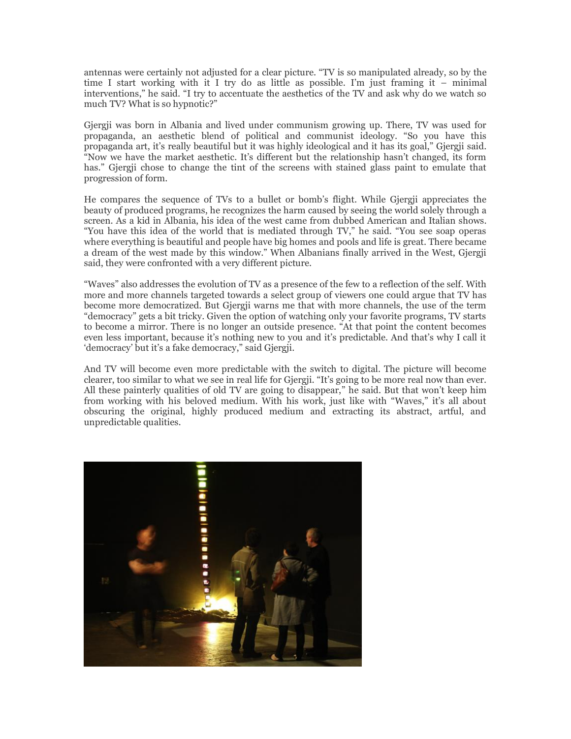antennas were certainly not adjusted for a clear picture. "TV is so manipulated already, so by the time I start working with it I try do as little as possible. I'm just framing it – minimal interventions," he said. "I try to accentuate the aesthetics of the TV and ask why do we watch so much TV? What is so hypnotic?"

Gjergji was born in Albania and lived under communism growing up. There, TV was used for propaganda, an aesthetic blend of political and communist ideology. "So you have this propaganda art, it's really beautiful but it was highly ideological and it has its goal," Gjergji said. "Now we have the market aesthetic. It's different but the relationship hasn't changed, its form has." Gjergji chose to change the tint of the screens with stained glass paint to emulate that progression of form.

He compares the sequence of TVs to a bullet or bomb's flight. While Gjergji appreciates the beauty of produced programs, he recognizes the harm caused by seeing the world solely through a screen. As a kid in Albania, his idea of the west came from dubbed American and Italian shows. "You have this idea of the world that is mediated through TV," he said. "You see soap operas where everything is beautiful and people have big homes and pools and life is great. There became a dream of the west made by this window." When Albanians finally arrived in the West, Gjergji said, they were confronted with a very different picture.

"Waves" also addresses the evolution of TV as a presence of the few to a reflection of the self. With more and more channels targeted towards a select group of viewers one could argue that TV has become more democratized. But Gjergji warns me that with more channels, the use of the term "democracy" gets a bit tricky. Given the option of watching only your favorite programs, TV starts to become a mirror. There is no longer an outside presence. "At that point the content becomes even less important, because it's nothing new to you and it's predictable. And that's why I call it 'democracy' but it's a fake democracy," said Gjergji.

And TV will become even more predictable with the switch to digital. The picture will become clearer, too similar to what we see in real life for Gjergji. "It's going to be more real now than ever. All these painterly qualities of old TV are going to disappear," he said. But that won't keep him from working with his beloved medium. With his work, just like with "Waves," it's all about obscuring the original, highly produced medium and extracting its abstract, artful, and unpredictable qualities.